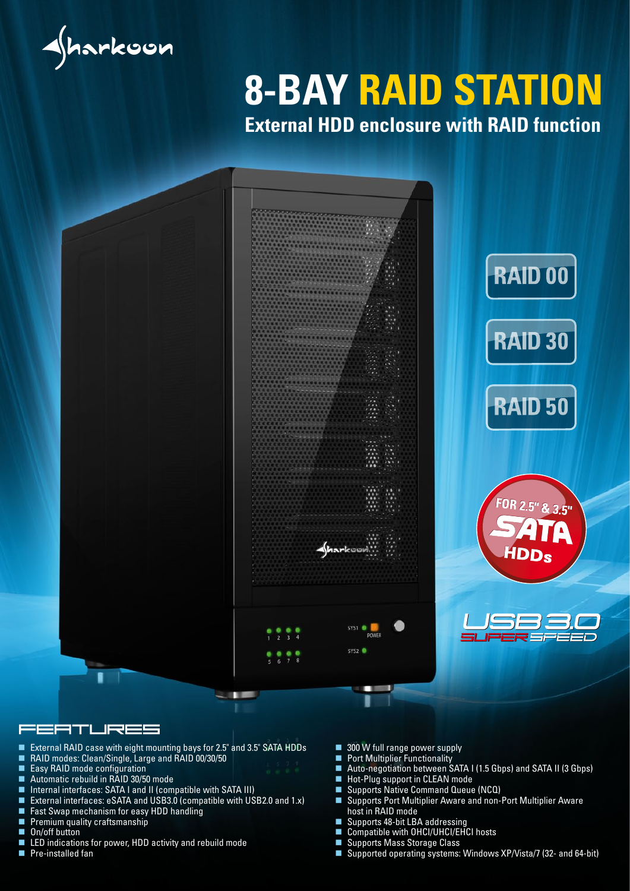Sharkoon

# 8-BAY RAID STATION

## External HDD enclosure with RAID function

RAID 00

RAID 30

RAID 50

FOR 2.5" & 3.5" SATA HDDs

USB 3.0 SUPER SPEED

## FEATURES

- External RAID case with eight mounting bays for 2.5" and 3.5" SATA HDDs
- RAID modes: Clean/Single, Large and RAID 00/30/50
- Easy RAID mode configuration
- Automatic rebuild in RAID 30/50 mode
- Internal interfaces: SATA I and II (compatible with SATA III)
- External interfaces: eSATA and USB3.0 (compatible with USB2.0 and 1.x)
- Fast Swap mechanism for easy HDD handling
- Premium quality craftsmanship
- On/off button
- LED indications for power, HDD activity and rebuild mode
- Pre-installed fan
- 300 W full range power supply
- Port Multiplier Functionality
- Auto-negotiation between SATA I (1.5 Gbps) and SATA II (3 Gbps)
- Hot-Plug support in CLEAN mode
- Supports Native Command Queue (NCQ)
- Supports Port Multiplier Aware and non-Port Multiplier Aware host in RAID mode
- Supports 48-bit LBA addressing
- Compatible with OHCI/UHCI/EHCI hosts
- Supports Mass Storage Class
- Supported operating systems: Windows XP/Vista/7 (32- and 64-bit)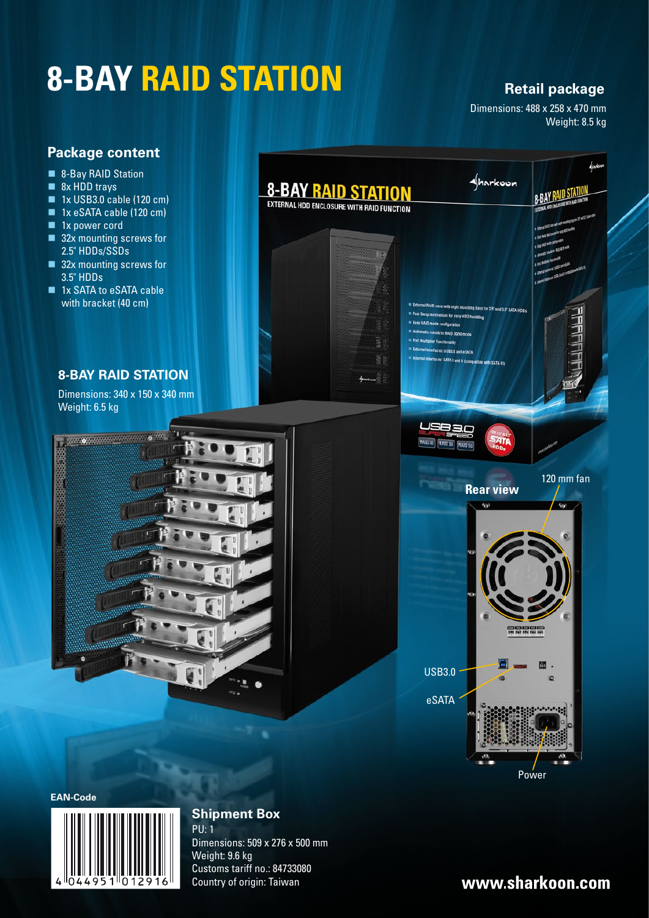# 8-BAY RAID STATION

## Retail package

Dimensions: 488 x 258 x 470 mm
Weight: 8.5 kg

## Package content

- 8-Bay RAID Station
- 8x HDD trays
- 1x USB3.0 cable (120 cm)
- 1x eSATA cable (120 cm)
- 1x power cord
- 32x mounting screws for 2.5" HDDs/SSDs
- 32x mounting screws for 3.5" HDDs
- 1x SATA to eSATA cable with bracket (40 cm)

## 8-BAY RAID STATION

Dimensions: 340 x 150 x 340 mm
Weight: 6.5 kg

Rear view

120 mm fan

USB3.0

eSATA

Power

**EAN-Code**

4 044951 012916

## Shipment Box

PU: 1
Dimensions: 509 x 276 x 500 mm
Weight: 9.6 kg
Customs tariff no.: 84733080
Country of origin: Taiwan

**www.sharkoon.com**